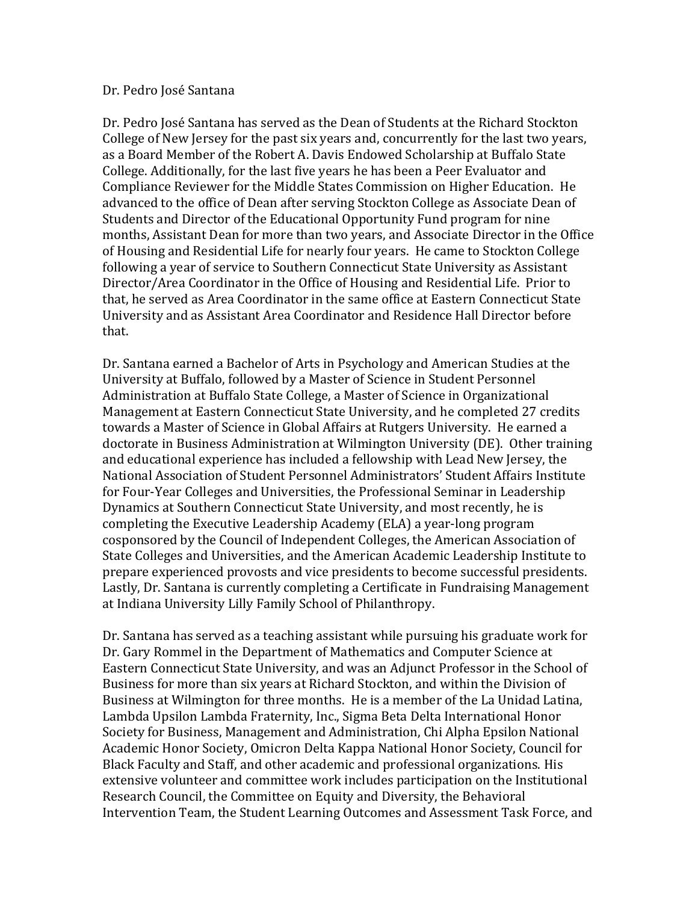Dr. Pedro José Santana

Dr. Pedro José Santana has served as the Dean of Students at the Richard Stockton College of New Jersey for the past six years and, concurrently for the last two years, as a Board Member of the Robert A. Davis Endowed Scholarship at Buffalo State College. Additionally, for the last five years he has been a Peer Evaluator and Compliance Reviewer for the Middle States Commission on Higher Education. He advanced to the office of Dean after serving Stockton College as Associate Dean of Students and Director of the Educational Opportunity Fund program for nine months, Assistant Dean for more than two years, and Associate Director in the Office of Housing and Residential Life for nearly four years. He came to Stockton College following a year of service to Southern Connecticut State University as Assistant Director/Area Coordinator in the Office of Housing and Residential Life. Prior to that, he served as Area Coordinator in the same office at Eastern Connecticut State University and as Assistant Area Coordinator and Residence Hall Director before that.

Dr. Santana earned a Bachelor of Arts in Psychology and American Studies at the University at Buffalo, followed by a Master of Science in Student Personnel Administration at Buffalo State College, a Master of Science in Organizational Management at Eastern Connecticut State University, and he completed 27 credits towards a Master of Science in Global Affairs at Rutgers University. He earned a doctorate in Business Administration at Wilmington University (DE). Other training and educational experience has included a fellowship with Lead New Jersey, the National Association of Student Personnel Administrators' Student Affairs Institute for Four-Year Colleges and Universities, the Professional Seminar in Leadership Dynamics at Southern Connecticut State University, and most recently, he is completing the Executive Leadership Academy (ELA) a year-long program cosponsored by the Council of Independent Colleges, the American Association of State Colleges and Universities, and the American Academic Leadership Institute to prepare experienced provosts and vice presidents to become successful presidents. Lastly, Dr. Santana is currently completing a Certificate in Fundraising Management at Indiana University Lilly Family School of Philanthropy.

Dr. Santana has served as a teaching assistant while pursuing his graduate work for Dr. Gary Rommel in the Department of Mathematics and Computer Science at Eastern Connecticut State University, and was an Adjunct Professor in the School of Business for more than six years at Richard Stockton, and within the Division of Business at Wilmington for three months. He is a member of the La Unidad Latina, Lambda Upsilon Lambda Fraternity, Inc., Sigma Beta Delta International Honor Society for Business, Management and Administration, Chi Alpha Epsilon National Academic Honor Society, Omicron Delta Kappa National Honor Society, Council for Black Faculty and Staff, and other academic and professional organizations. His extensive volunteer and committee work includes participation on the Institutional Research Council, the Committee on Equity and Diversity, the Behavioral Intervention Team, the Student Learning Outcomes and Assessment Task Force, and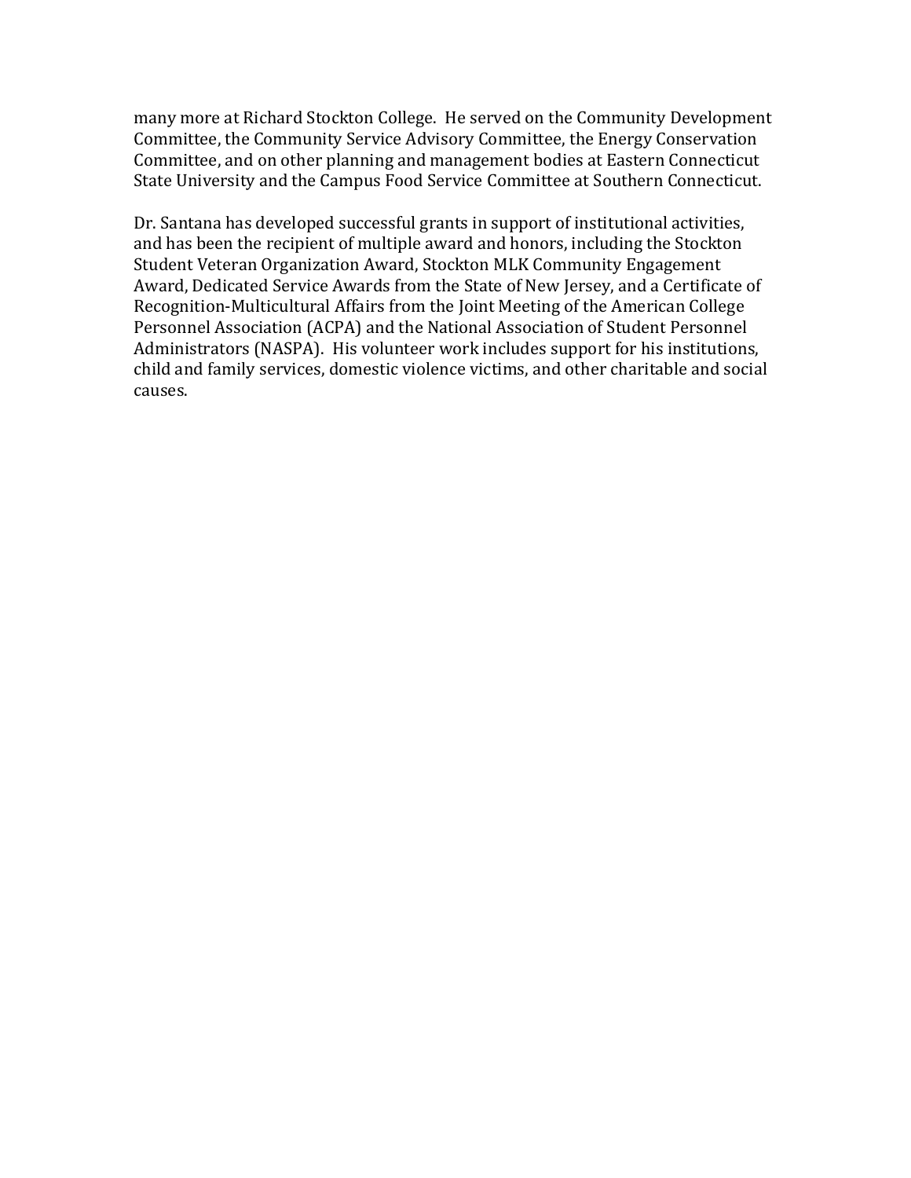many more at Richard Stockton College. He served on the Community Development Committee, the Community Service Advisory Committee, the Energy Conservation Committee, and on other planning and management bodies at Eastern Connecticut State University and the Campus Food Service Committee at Southern Connecticut.

Dr. Santana has developed successful grants in support of institutional activities, and has been the recipient of multiple award and honors, including the Stockton Student Veteran Organization Award, Stockton MLK Community Engagement Award, Dedicated Service Awards from the State of New Jersey, and a Certificate of Recognition-Multicultural Affairs from the Joint Meeting of the American College Personnel Association (ACPA) and the National Association of Student Personnel Administrators (NASPA). His volunteer work includes support for his institutions, child and family services, domestic violence victims, and other charitable and social causes.